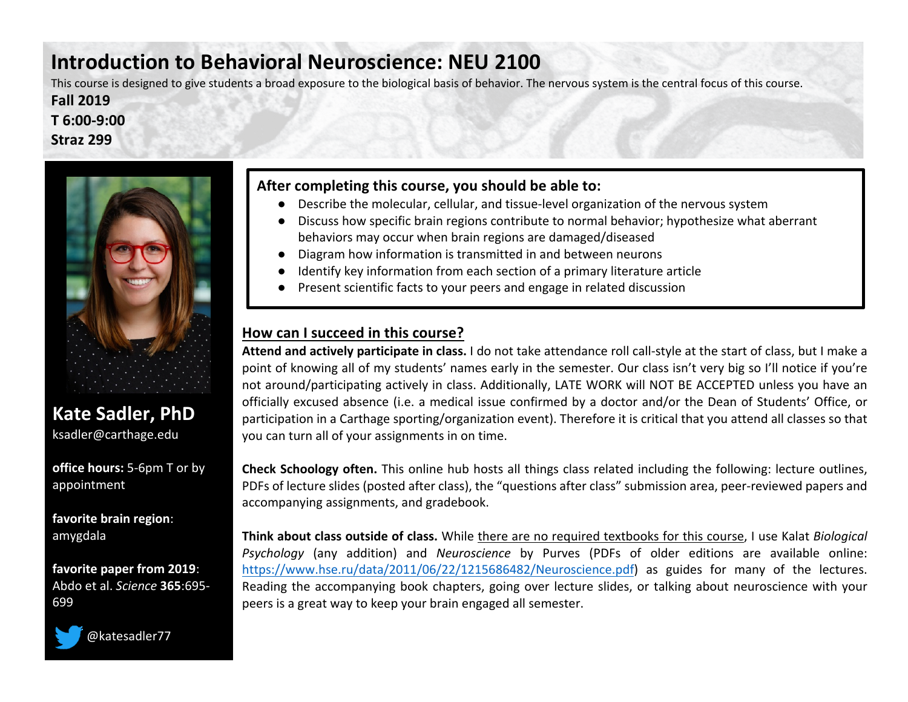# Introduction to Behavioral Neuroscience: NEU 2100

This course is designed to give students a broad exposure to the biological basis of behavior. The nervous system is the central focus of this course.

**Fall 2019**

**T 6:00-9:00**

**Straz 299**

## Kate Sadler, PhD

ksadler@carthage.edu

**office hours:** 5-6pm T or by appointment

**favorite brain region**: amygdala

**favorite paper from 2019**: Abdo et al. *Science* **365**:695-699

@katesadler77

### After completing this course, you should be able to:

- Describe the molecular, cellular, and tissue-level organization of the nervous system
- Discuss how specific brain regions contribute to normal behavior; hypothesize what aberrant behaviors may occur when brain regions are damaged/diseased
- Diagram how information is transmitted in and between neurons
- Identify key information from each section of a primary literature article
- Present scientific facts to your peers and engage in related discussion

## How can I succeed in this course?

**Attend and actively participate in class.** I do not take attendance roll call-style at the start of class, but I make a point of knowing all of my students' names early in the semester. Our class isn't very big so I'll notice if you're not around/participating actively in class. Additionally, LATE WORK will NOT BE ACCEPTED unless you have an officially excused absence (i.e. a medical issue confirmed by a doctor and/or the Dean of Students' Office, or participation in a Carthage sporting/organization event). Therefore it is critical that you attend all classes so that you can turn all of your assignments in on time.

**Check Schoology often.** This online hub hosts all things class related including the following: lecture outlines, PDFs of lecture slides (posted after class), the "questions after class" submission area, peer-reviewed papers and accompanying assignments, and gradebook.

**Think about class outside of class.** While there are no required textbooks for this course, I use Kalat *Biological Psychology* (any addition) and *Neuroscience* by Purves (PDFs of older editions are available online: https://www.hse.ru/data/2011/06/22/1215686482/Neuroscience.pdf) as guides for many of the lectures. Reading the accompanying book chapters, going over lecture slides, or talking about neuroscience with your peers is a great way to keep your brain engaged all semester.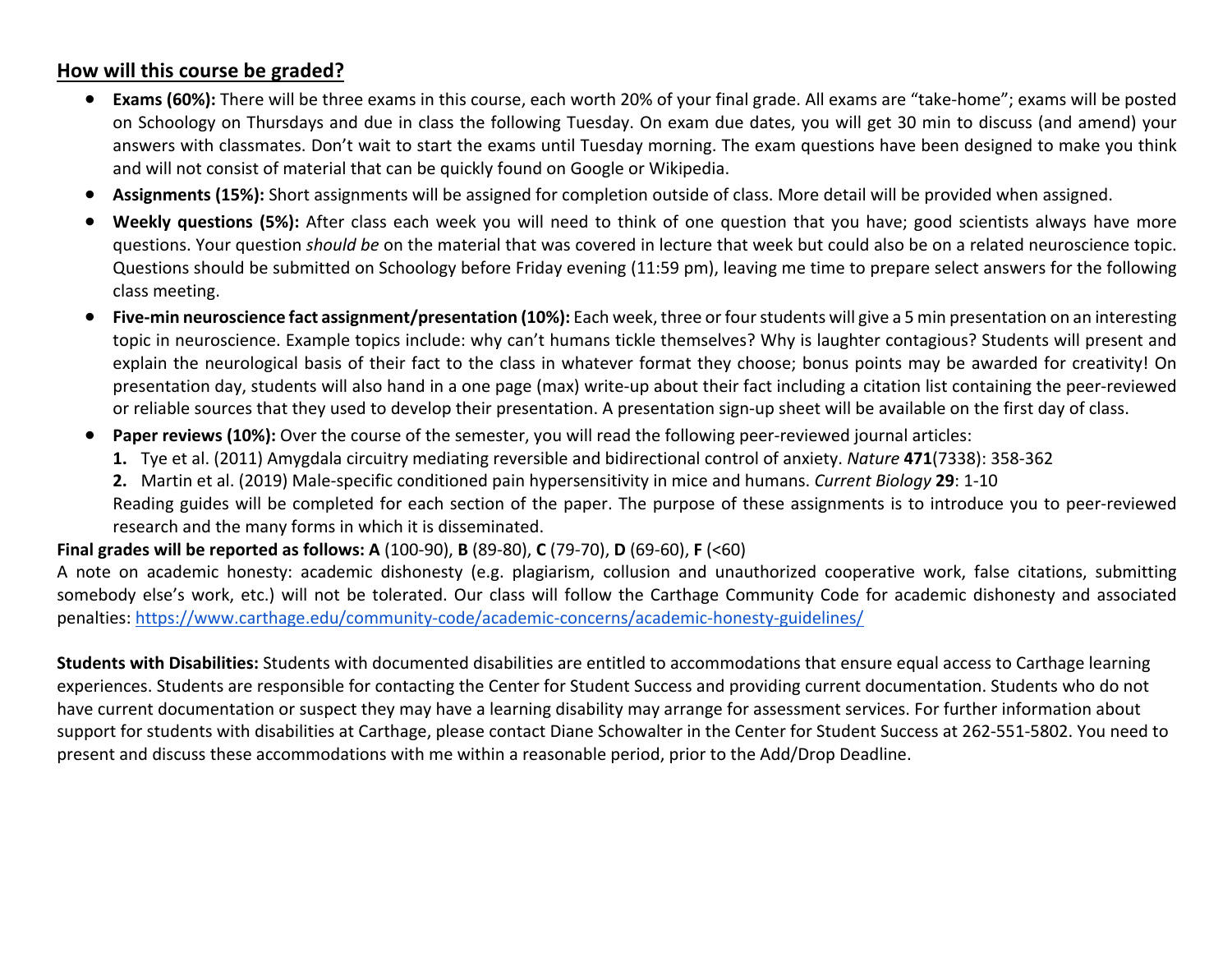## How will this course be graded?

- **Exams (60%):** There will be three exams in this course, each worth 20% of your final grade. All exams are "take-home"; exams will be posted on Schoology on Thursdays and due in class the following Tuesday. On exam due dates, you will get 30 min to discuss (and amend) your answers with classmates. Don't wait to start the exams until Tuesday morning. The exam questions have been designed to make you think and will not consist of material that can be quickly found on Google or Wikipedia.
- **Assignments (15%):** Short assignments will be assigned for completion outside of class. More detail will be provided when assigned.
- **Weekly questions (5%):** After class each week you will need to think of one question that you have; good scientists always have more questions. Your question *should be* on the material that was covered in lecture that week but could also be on a related neuroscience topic. Questions should be submitted on Schoology before Friday evening (11:59 pm), leaving me time to prepare select answers for the following class meeting.
- **Five-min neuroscience fact assignment/presentation (10%):** Each week, three or four students will give a 5 min presentation on an interesting topic in neuroscience. Example topics include: why can't humans tickle themselves? Why is laughter contagious? Students will present and explain the neurological basis of their fact to the class in whatever format they choose; bonus points may be awarded for creativity! On presentation day, students will also hand in a one page (max) write-up about their fact including a citation list containing the peer-reviewed or reliable sources that they used to develop their presentation. A presentation sign-up sheet will be available on the first day of class.
- **Paper reviews (10%):** Over the course of the semester, you will read the following peer-reviewed journal articles:
  1. Tye et al. (2011) Amygdala circuitry mediating reversible and bidirectional control of anxiety. *Nature* **471**(7338): 358-362
  2. Martin et al. (2019) Male-specific conditioned pain hypersensitivity in mice and humans. *Current Biology* **29**: 1-10

  Reading guides will be completed for each section of the paper. The purpose of these assignments is to introduce you to peer-reviewed research and the many forms in which it is disseminated.

**Final grades will be reported as follows: A** (100-90), **B** (89-80), **C** (79-70), **D** (69-60), **F** (<60)

A note on academic honesty: academic dishonesty (e.g. plagiarism, collusion and unauthorized cooperative work, false citations, submitting somebody else's work, etc.) will not be tolerated. Our class will follow the Carthage Community Code for academic dishonesty and associated penalties: https://www.carthage.edu/community-code/academic-concerns/academic-honesty-guidelines/

**Students with Disabilities:** Students with documented disabilities are entitled to accommodations that ensure equal access to Carthage learning experiences. Students are responsible for contacting the Center for Student Success and providing current documentation. Students who do not have current documentation or suspect they may have a learning disability may arrange for assessment services. For further information about support for students with disabilities at Carthage, please contact Diane Schowalter in the Center for Student Success at 262-551-5802. You need to present and discuss these accommodations with me within a reasonable period, prior to the Add/Drop Deadline.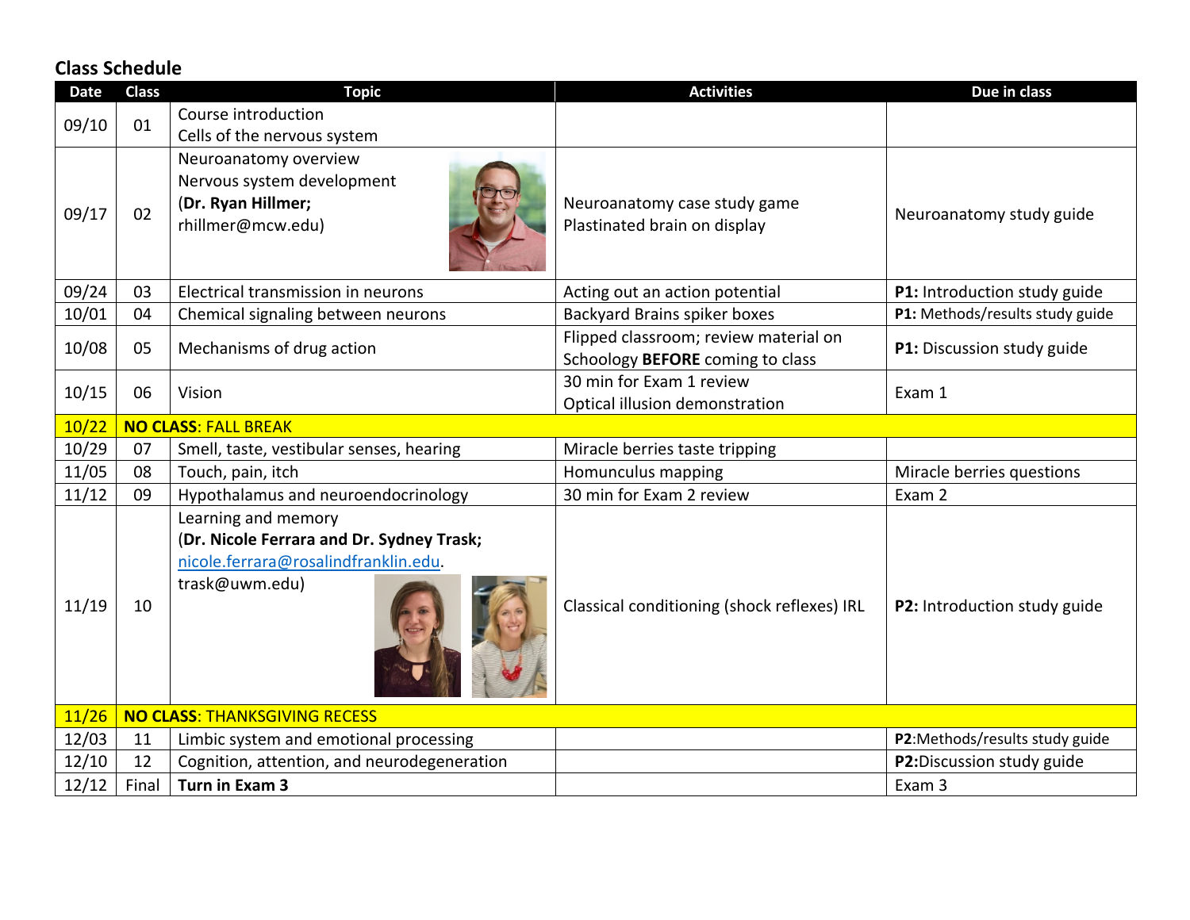## Class Schedule

| Date | Class | Topic | Activities | Due in class |
|---|---|---|---|---|
| 09/10 | 01 | Course introduction<br>Cells of the nervous system | | |
| 09/17 | 02 | Neuroanatomy overview<br>Nervous system development<br>(**Dr. Ryan Hillmer;**<br>rhillmer@mcw.edu) | Neuroanatomy case study game<br>Plastinated brain on display | Neuroanatomy study guide |
| 09/24 | 03 | Electrical transmission in neurons | Acting out an action potential | **P1:** Introduction study guide |
| 10/01 | 04 | Chemical signaling between neurons | Backyard Brains spiker boxes | **P1:** Methods/results study guide |
| 10/08 | 05 | Mechanisms of drug action | Flipped classroom; review material on Schoology **BEFORE** coming to class | **P1:** Discussion study guide |
| 10/15 | 06 | Vision | 30 min for Exam 1 review<br>Optical illusion demonstration | Exam 1 |
| 10/22 | **NO CLASS**: FALL BREAK | | | |
| 10/29 | 07 | Smell, taste, vestibular senses, hearing | Miracle berries taste tripping | |
| 11/05 | 08 | Touch, pain, itch | Homunculus mapping | Miracle berries questions |
| 11/12 | 09 | Hypothalamus and neuroendocrinology | 30 min for Exam 2 review | Exam 2 |
| 11/19 | 10 | Learning and memory<br>(**Dr. Nicole Ferrara and Dr. Sydney Trask;**<br>nicole.ferrara@rosalindfranklin.edu.<br>trask@uwm.edu) | Classical conditioning (shock reflexes) IRL | **P2:** Introduction study guide |
| 11/26 | **NO CLASS**: THANKSGIVING RECESS | | | |
| 12/03 | 11 | Limbic system and emotional processing | | **P2**:Methods/results study guide |
| 12/10 | 12 | Cognition, attention, and neurodegeneration | | **P2**:Discussion study guide |
| 12/12 | Final | **Turn in Exam 3** | | Exam 3 |